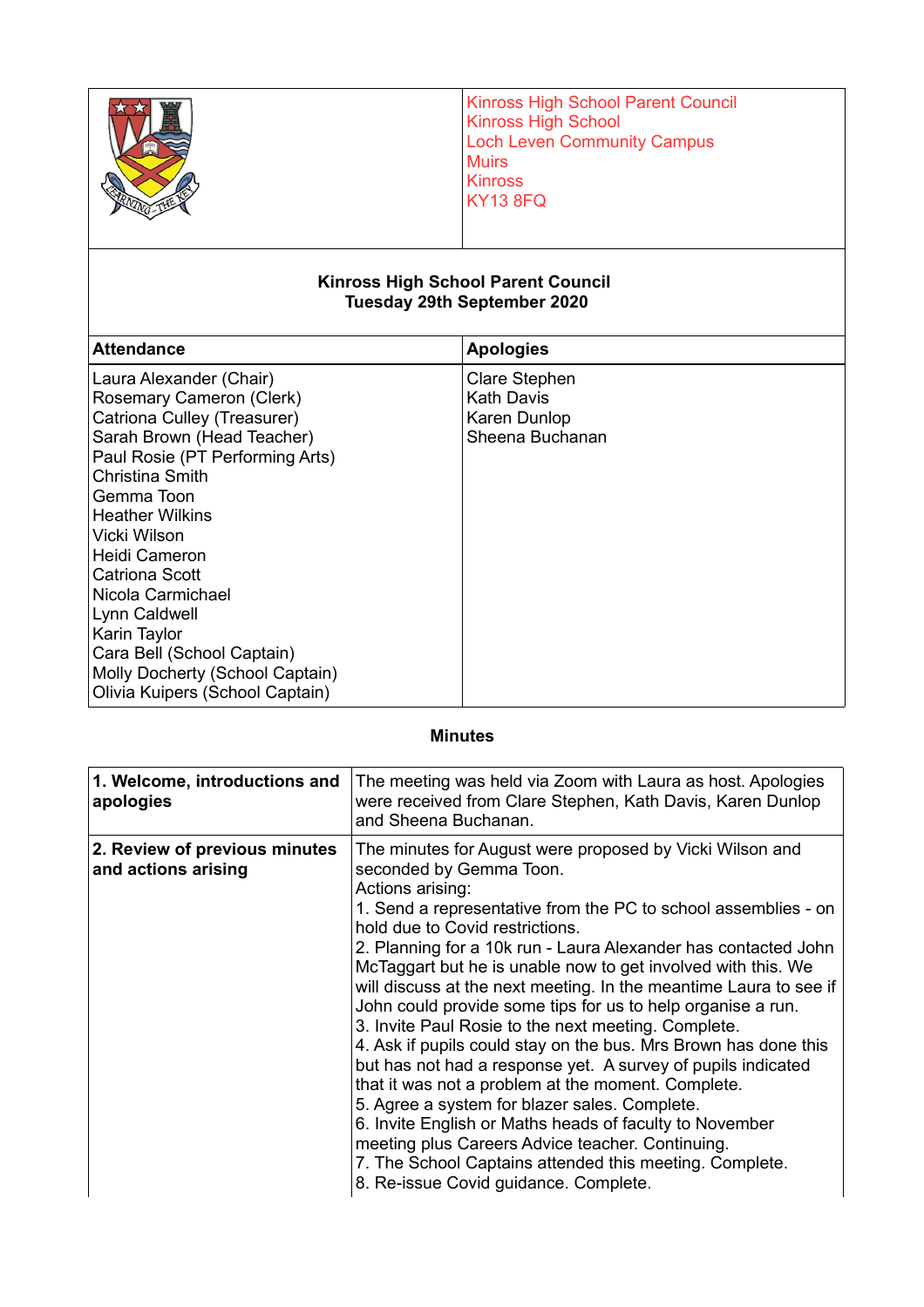Kinross High School Parent Council
Kinross High School
Loch Leven Community Campus
Muirs
Kinross
KY13 8FQ

**Kinross High School Parent Council**
**Tuesday 29th September 2020**

| Attendance | Apologies |
|---|---|
| Laura Alexander (Chair)<br>Rosemary Cameron (Clerk)<br>Catriona Culley (Treasurer)<br>Sarah Brown (Head Teacher)<br>Paul Rosie (PT Performing Arts)<br>Christina Smith<br>Gemma Toon<br>Heather Wilkins<br>Vicki Wilson<br>Heidi Cameron<br>Catriona Scott<br>Nicola Carmichael<br>Lynn Caldwell<br>Karin Taylor<br>Cara Bell (School Captain)<br>Molly Docherty (School Captain)<br>Olivia Kuipers (School Captain) | Clare Stephen<br>Kath Davis<br>Karen Dunlop<br>Sheena Buchanan |

**Minutes**

| | |
|---|---|
| **1. Welcome, introductions and apologies** | The meeting was held via Zoom with Laura as host. Apologies were received from Clare Stephen, Kath Davis, Karen Dunlop and Sheena Buchanan. |
| **2. Review of previous minutes and actions arising** | The minutes for August were proposed by Vicki Wilson and seconded by Gemma Toon.<br>Actions arising:<br>1. Send a representative from the PC to school assemblies - on hold due to Covid restrictions.<br>2. Planning for a 10k run - Laura Alexander has contacted John McTaggart but he is unable now to get involved with this. We will discuss at the next meeting. In the meantime Laura to see if John could provide some tips for us to help organise a run.<br>3. Invite Paul Rosie to the next meeting. Complete.<br>4. Ask if pupils could stay on the bus. Mrs Brown has done this but has not had a response yet. A survey of pupils indicated that it was not a problem at the moment. Complete.<br>5. Agree a system for blazer sales. Complete.<br>6. Invite English or Maths heads of faculty to November meeting plus Careers Advice teacher. Continuing.<br>7. The School Captains attended this meeting. Complete.<br>8. Re-issue Covid guidance. Complete. |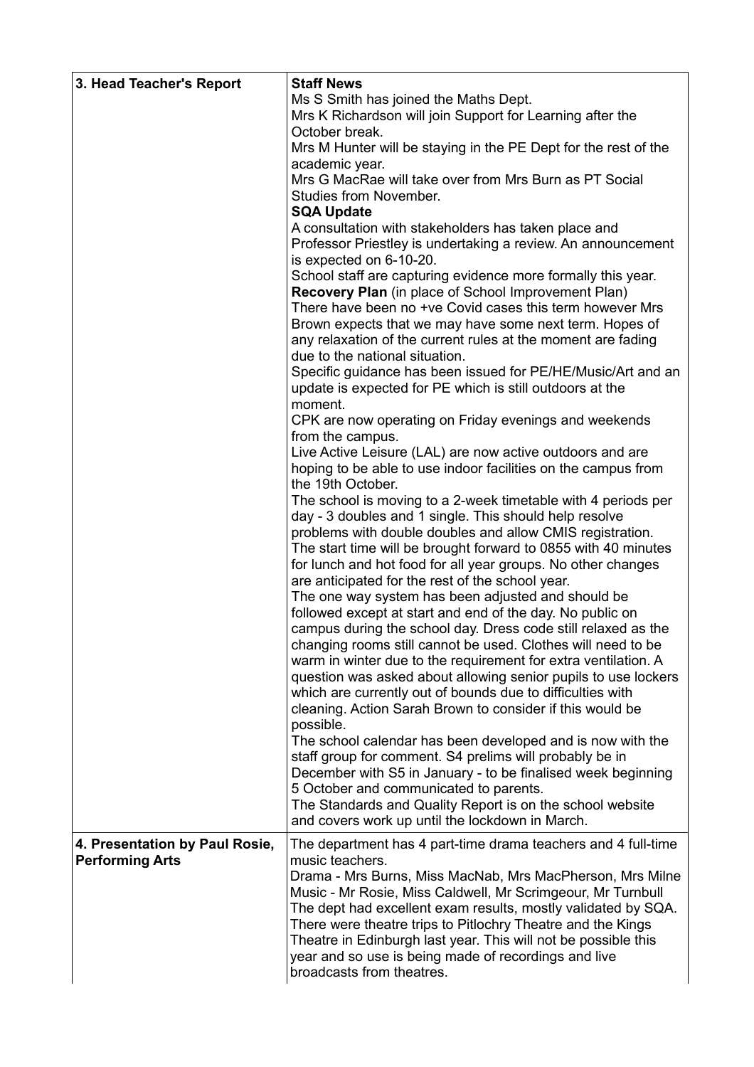| | |
|---|---|
| **3. Head Teacher's Report** | **Staff News**<br>Ms S Smith has joined the Maths Dept.<br>Mrs K Richardson will join Support for Learning after the October break.<br>Mrs M Hunter will be staying in the PE Dept for the rest of the academic year.<br>Mrs G MacRae will take over from Mrs Burn as PT Social Studies from November.<br>**SQA Update**<br>A consultation with stakeholders has taken place and Professor Priestley is undertaking a review. An announcement is expected on 6-10-20.<br>School staff are capturing evidence more formally this year.<br>**Recovery Plan** (in place of School Improvement Plan)<br>There have been no +ve Covid cases this term however Mrs Brown expects that we may have some next term. Hopes of any relaxation of the current rules at the moment are fading due to the national situation.<br>Specific guidance has been issued for PE/HE/Music/Art and an update is expected for PE which is still outdoors at the moment.<br>CPK are now operating on Friday evenings and weekends from the campus.<br>Live Active Leisure (LAL) are now active outdoors and are hoping to be able to use indoor facilities on the campus from the 19th October.<br>The school is moving to a 2-week timetable with 4 periods per day - 3 doubles and 1 single. This should help resolve problems with double doubles and allow CMIS registration.<br>The start time will be brought forward to 0855 with 40 minutes for lunch and hot food for all year groups. No other changes are anticipated for the rest of the school year.<br>The one way system has been adjusted and should be followed except at start and end of the day. No public on campus during the school day. Dress code still relaxed as the changing rooms still cannot be used. Clothes will need to be warm in winter due to the requirement for extra ventilation. A question was asked about allowing senior pupils to use lockers which are currently out of bounds due to difficulties with cleaning. Action Sarah Brown to consider if this would be possible.<br>The school calendar has been developed and is now with the staff group for comment. S4 prelims will probably be in December with S5 in January - to be finalised week beginning 5 October and communicated to parents.<br>The Standards and Quality Report is on the school website and covers work up until the lockdown in March. |
| **4. Presentation by Paul Rosie, Performing Arts** | The department has 4 part-time drama teachers and 4 full-time music teachers.<br>Drama - Mrs Burns, Miss MacNab, Mrs MacPherson, Mrs Milne<br>Music - Mr Rosie, Miss Caldwell, Mr Scrimgeour, Mr Turnbull<br>The dept had excellent exam results, mostly validated by SQA.<br>There were theatre trips to Pitlochry Theatre and the Kings Theatre in Edinburgh last year. This will not be possible this year and so use is being made of recordings and live broadcasts from theatres. |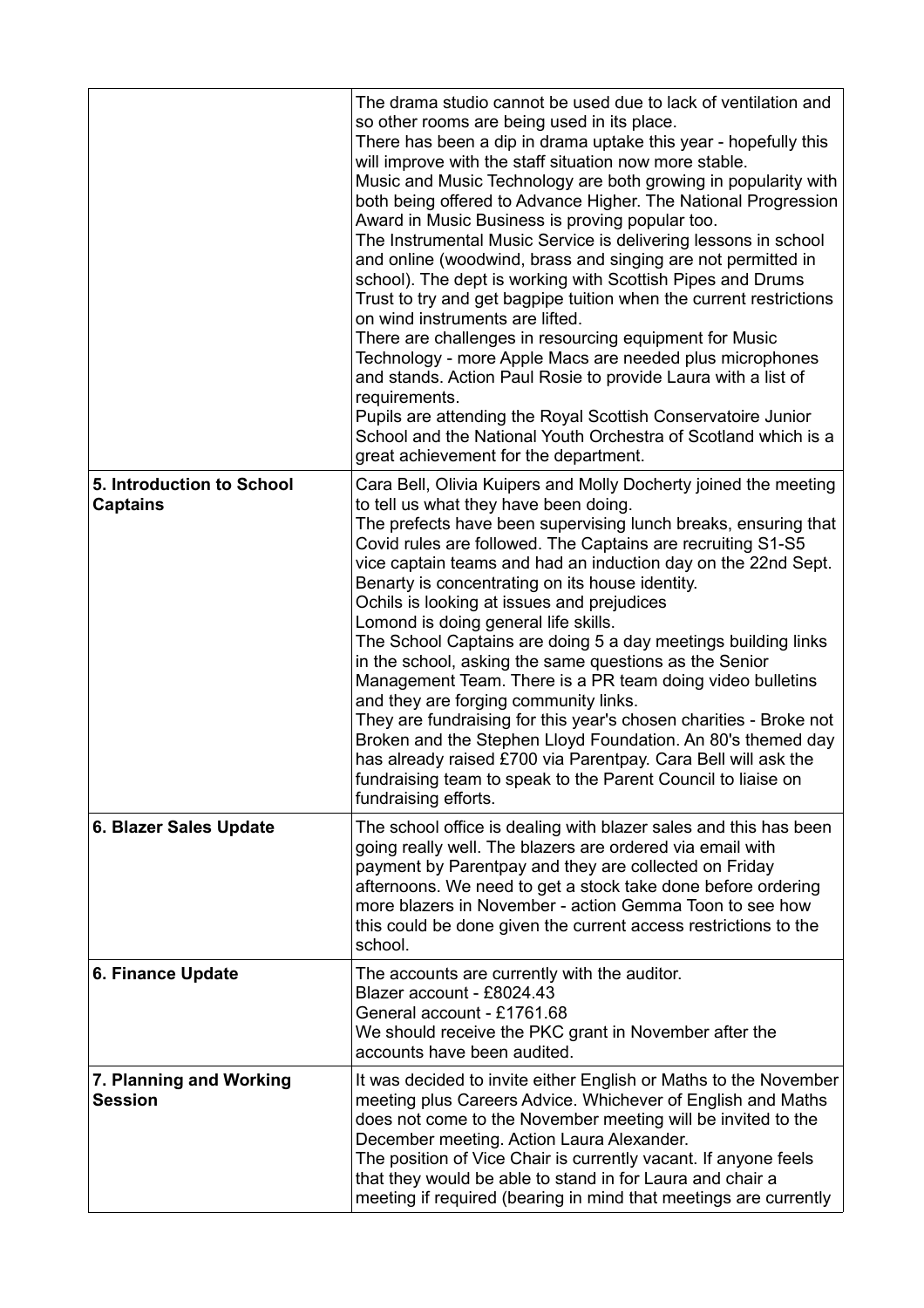| | |
|---|---|
| | The drama studio cannot be used due to lack of ventilation and so other rooms are being used in its place.<br>There has been a dip in drama uptake this year - hopefully this will improve with the staff situation now more stable.<br>Music and Music Technology are both growing in popularity with both being offered to Advance Higher. The National Progression Award in Music Business is proving popular too.<br>The Instrumental Music Service is delivering lessons in school and online (woodwind, brass and singing are not permitted in school). The dept is working with Scottish Pipes and Drums Trust to try and get bagpipe tuition when the current restrictions on wind instruments are lifted.<br>There are challenges in resourcing equipment for Music Technology - more Apple Macs are needed plus microphones and stands. Action Paul Rosie to provide Laura with a list of requirements.<br>Pupils are attending the Royal Scottish Conservatoire Junior School and the National Youth Orchestra of Scotland which is a great achievement for the department. |
| **5. Introduction to School Captains** | Cara Bell, Olivia Kuipers and Molly Docherty joined the meeting to tell us what they have been doing.<br>The prefects have been supervising lunch breaks, ensuring that Covid rules are followed. The Captains are recruiting S1-S5 vice captain teams and had an induction day on the 22nd Sept.<br>Benarty is concentrating on its house identity.<br>Ochils is looking at issues and prejudices<br>Lomond is doing general life skills.<br>The School Captains are doing 5 a day meetings building links in the school, asking the same questions as the Senior Management Team. There is a PR team doing video bulletins and they are forging community links.<br>They are fundraising for this year's chosen charities - Broke not Broken and the Stephen Lloyd Foundation. An 80's themed day has already raised £700 via Parentpay. Cara Bell will ask the fundraising team to speak to the Parent Council to liaise on fundraising efforts. |
| **6. Blazer Sales Update** | The school office is dealing with blazer sales and this has been going really well. The blazers are ordered via email with payment by Parentpay and they are collected on Friday afternoons. We need to get a stock take done before ordering more blazers in November - action Gemma Toon to see how this could be done given the current access restrictions to the school. |
| **6. Finance Update** | The accounts are currently with the auditor.<br>Blazer account - £8024.43<br>General account - £1761.68<br>We should receive the PKC grant in November after the accounts have been audited. |
| **7. Planning and Working Session** | It was decided to invite either English or Maths to the November meeting plus Careers Advice. Whichever of English and Maths does not come to the November meeting will be invited to the December meeting. Action Laura Alexander.<br>The position of Vice Chair is currently vacant. If anyone feels that they would be able to stand in for Laura and chair a meeting if required (bearing in mind that meetings are currently |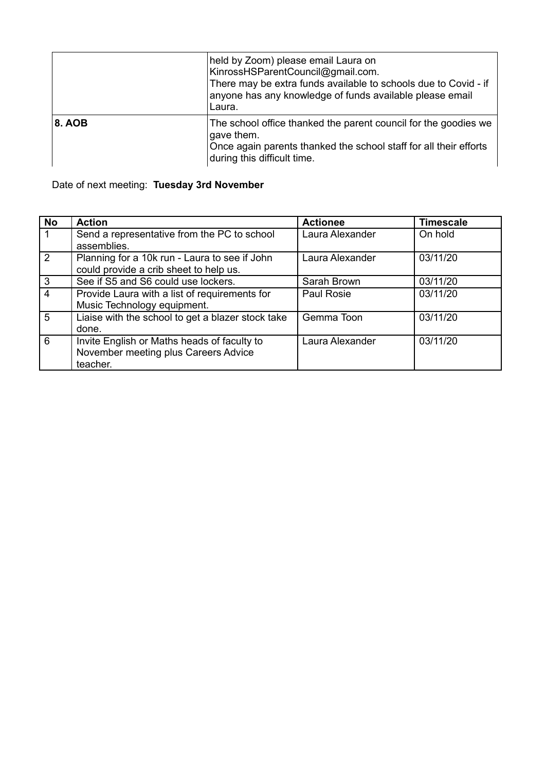| | |
|---|---|
| | held by Zoom) please email Laura on KinrossHSParentCouncil@gmail.com.<br>There may be extra funds available to schools due to Covid - if anyone has any knowledge of funds available please email Laura. |
| **8. AOB** | The school office thanked the parent council for the goodies we gave them.<br>Once again parents thanked the school staff for all their efforts during this difficult time. |

Date of next meeting: **Tuesday 3rd November**

| No | Action | Actionee | Timescale |
|---|---|---|---|
| 1 | Send a representative from the PC to school assemblies. | Laura Alexander | On hold |
| 2 | Planning for a 10k run - Laura to see if John could provide a crib sheet to help us. | Laura Alexander | 03/11/20 |
| 3 | See if S5 and S6 could use lockers. | Sarah Brown | 03/11/20 |
| 4 | Provide Laura with a list of requirements for Music Technology equipment. | Paul Rosie | 03/11/20 |
| 5 | Liaise with the school to get a blazer stock take done. | Gemma Toon | 03/11/20 |
| 6 | Invite English or Maths heads of faculty to November meeting plus Careers Advice teacher. | Laura Alexander | 03/11/20 |